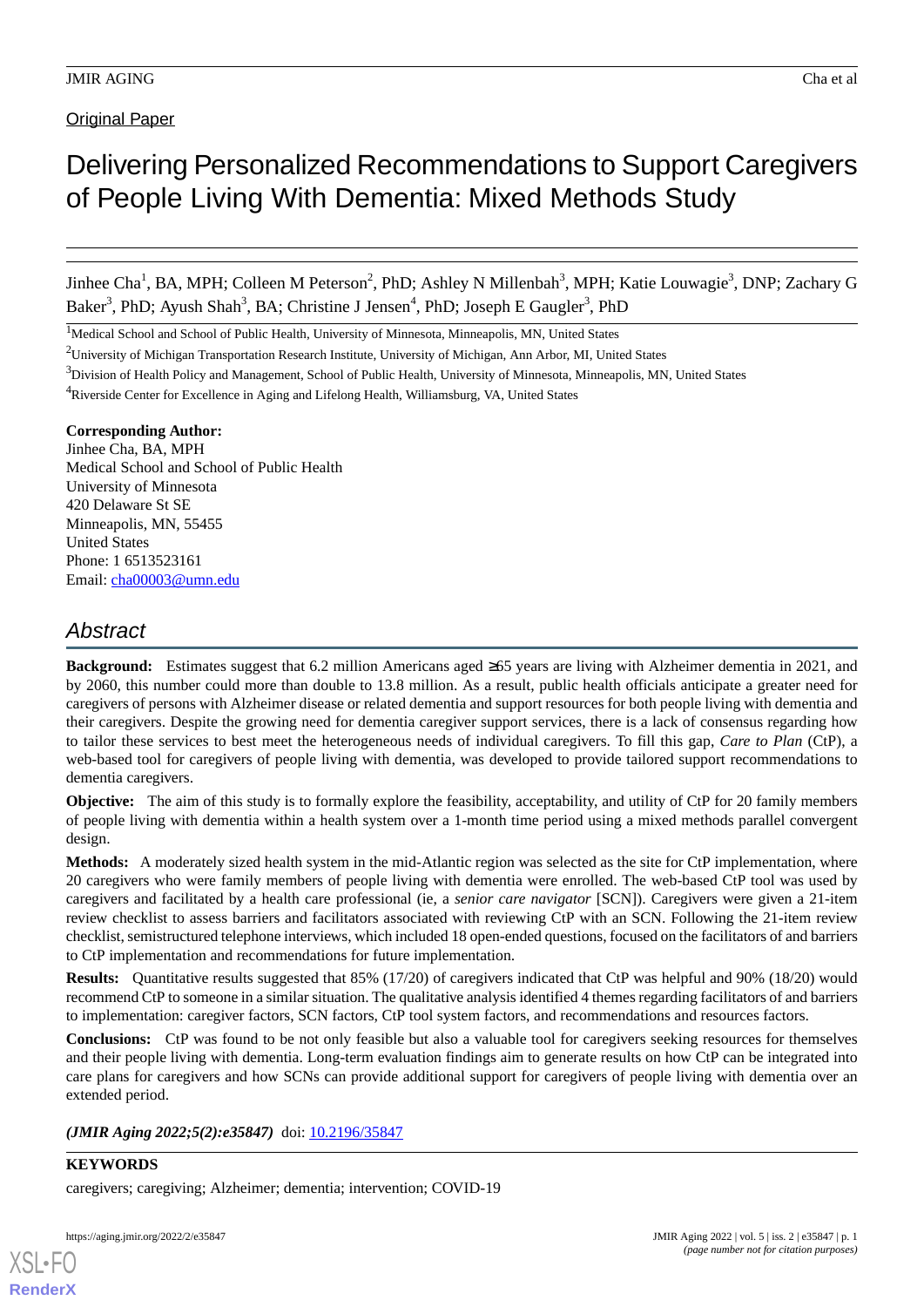Original Paper

# Delivering Personalized Recommendations to Support Caregivers of People Living With Dementia: Mixed Methods Study

Jinhee Cha[1], BA, MPH; Colleen M Peterson[2], PhD; Ashley N Millenbah[3], MPH; Katie Louwagie[3], DNP; Zachary G Baker[3], PhD; Ayush Shah[3], BA; Christine J Jensen[4], PhD; Joseph E Gaugler[3], PhD

[1]Medical School and School of Public Health, University of Minnesota, Minneapolis, MN, United States

[2]University of Michigan Transportation Research Institute, University of Michigan, Ann Arbor, MI, United States

[3]Division of Health Policy and Management, School of Public Health, University of Minnesota, Minneapolis, MN, United States

[4]Riverside Center for Excellence in Aging and Lifelong Health, Williamsburg, VA, United States

**Corresponding Author:**
Jinhee Cha, BA, MPH
Medical School and School of Public Health
University of Minnesota
420 Delaware St SE
Minneapolis, MN, 55455
United States
Phone: 1 6513523161
Email: cha00003@umn.edu

## Abstract

**Background:** Estimates suggest that 6.2 million Americans aged ≥65 years are living with Alzheimer dementia in 2021, and by 2060, this number could more than double to 13.8 million. As a result, public health officials anticipate a greater need for caregivers of persons with Alzheimer disease or related dementia and support resources for both people living with dementia and their caregivers. Despite the growing need for dementia caregiver support services, there is a lack of consensus regarding how to tailor these services to best meet the heterogeneous needs of individual caregivers. To fill this gap, *Care to Plan* (CtP), a web-based tool for caregivers of people living with dementia, was developed to provide tailored support recommendations to dementia caregivers.

**Objective:** The aim of this study is to formally explore the feasibility, acceptability, and utility of CtP for 20 family members of people living with dementia within a health system over a 1-month time period using a mixed methods parallel convergent design.

**Methods:** A moderately sized health system in the mid-Atlantic region was selected as the site for CtP implementation, where 20 caregivers who were family members of people living with dementia were enrolled. The web-based CtP tool was used by caregivers and facilitated by a health care professional (ie, a *senior care navigator* [SCN]). Caregivers were given a 21-item review checklist to assess barriers and facilitators associated with reviewing CtP with an SCN. Following the 21-item review checklist, semistructured telephone interviews, which included 18 open-ended questions, focused on the facilitators of and barriers to CtP implementation and recommendations for future implementation.

**Results:** Quantitative results suggested that 85% (17/20) of caregivers indicated that CtP was helpful and 90% (18/20) would recommend CtP to someone in a similar situation. The qualitative analysis identified 4 themes regarding facilitators of and barriers to implementation: caregiver factors, SCN factors, CtP tool system factors, and recommendations and resources factors.

**Conclusions:** CtP was found to be not only feasible but also a valuable tool for caregivers seeking resources for themselves and their people living with dementia. Long-term evaluation findings aim to generate results on how CtP can be integrated into care plans for caregivers and how SCNs can provide additional support for caregivers of people living with dementia over an extended period.

***(JMIR Aging 2022;5(2):e35847)*** doi: 10.2196/35847

**KEYWORDS**

caregivers; caregiving; Alzheimer; dementia; intervention; COVID-19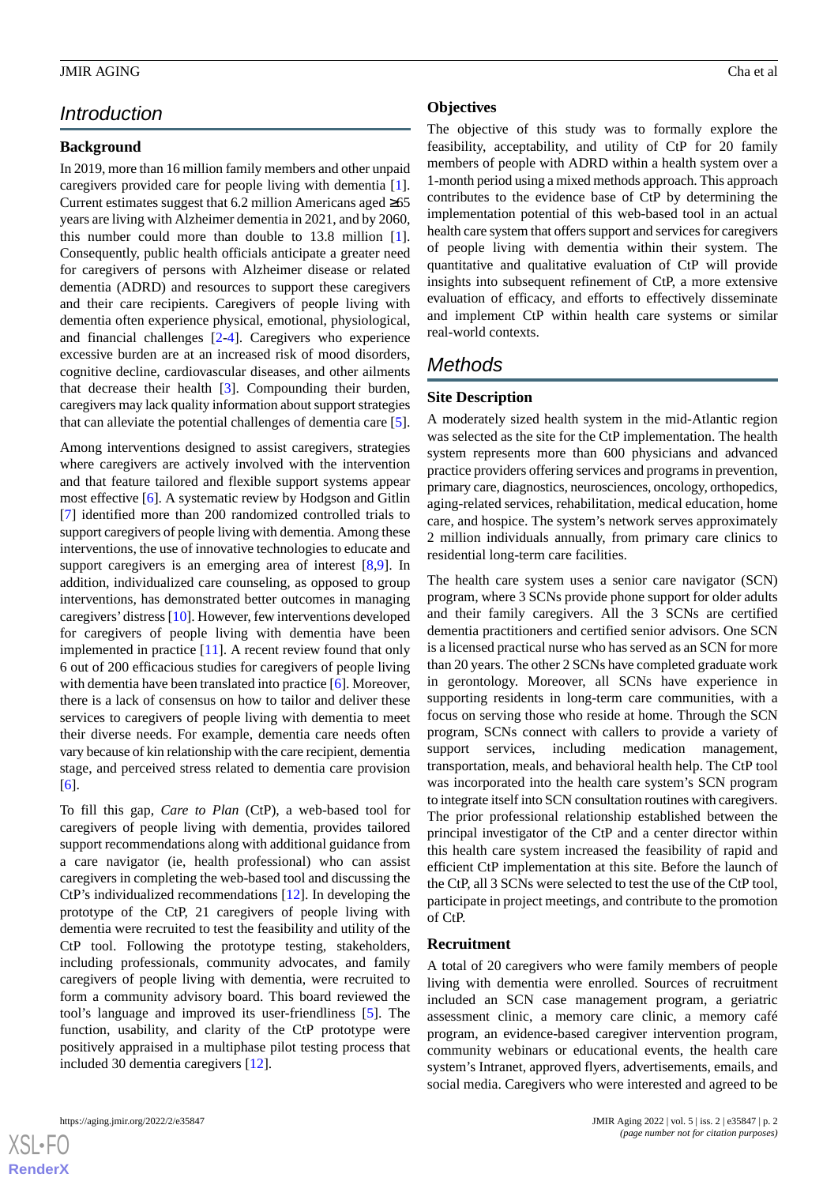## Introduction

### Background

In 2019, more than 16 million family members and other unpaid caregivers provided care for people living with dementia [1]. Current estimates suggest that 6.2 million Americans aged ≥65 years are living with Alzheimer dementia in 2021, and by 2060, this number could more than double to 13.8 million [1]. Consequently, public health officials anticipate a greater need for caregivers of persons with Alzheimer disease or related dementia (ADRD) and resources to support these caregivers and their care recipients. Caregivers of people living with dementia often experience physical, emotional, physiological, and financial challenges [2-4]. Caregivers who experience excessive burden are at an increased risk of mood disorders, cognitive decline, cardiovascular diseases, and other ailments that decrease their health [3]. Compounding their burden, caregivers may lack quality information about support strategies that can alleviate the potential challenges of dementia care [5].

Among interventions designed to assist caregivers, strategies where caregivers are actively involved with the intervention and that feature tailored and flexible support systems appear most effective [6]. A systematic review by Hodgson and Gitlin [7] identified more than 200 randomized controlled trials to support caregivers of people living with dementia. Among these interventions, the use of innovative technologies to educate and support caregivers is an emerging area of interest [8,9]. In addition, individualized care counseling, as opposed to group interventions, has demonstrated better outcomes in managing caregivers' distress [10]. However, few interventions developed for caregivers of people living with dementia have been implemented in practice [11]. A recent review found that only 6 out of 200 efficacious studies for caregivers of people living with dementia have been translated into practice [6]. Moreover, there is a lack of consensus on how to tailor and deliver these services to caregivers of people living with dementia to meet their diverse needs. For example, dementia care needs often vary because of kin relationship with the care recipient, dementia stage, and perceived stress related to dementia care provision [6].

To fill this gap, *Care to Plan* (CtP), a web-based tool for caregivers of people living with dementia, provides tailored support recommendations along with additional guidance from a care navigator (ie, health professional) who can assist caregivers in completing the web-based tool and discussing the CtP's individualized recommendations [12]. In developing the prototype of the CtP, 21 caregivers of people living with dementia were recruited to test the feasibility and utility of the CtP tool. Following the prototype testing, stakeholders, including professionals, community advocates, and family caregivers of people living with dementia, were recruited to form a community advisory board. This board reviewed the tool's language and improved its user-friendliness [5]. The function, usability, and clarity of the CtP prototype were positively appraised in a multiphase pilot testing process that included 30 dementia caregivers [12].

### Objectives

The objective of this study was to formally explore the feasibility, acceptability, and utility of CtP for 20 family members of people with ADRD within a health system over a 1-month period using a mixed methods approach. This approach contributes to the evidence base of CtP by determining the implementation potential of this web-based tool in an actual health care system that offers support and services for caregivers of people living with dementia within their system. The quantitative and qualitative evaluation of CtP will provide insights into subsequent refinement of CtP, a more extensive evaluation of efficacy, and efforts to effectively disseminate and implement CtP within health care systems or similar real-world contexts.

## Methods

### Site Description

A moderately sized health system in the mid-Atlantic region was selected as the site for the CtP implementation. The health system represents more than 600 physicians and advanced practice providers offering services and programs in prevention, primary care, diagnostics, neurosciences, oncology, orthopedics, aging-related services, rehabilitation, medical education, home care, and hospice. The system's network serves approximately 2 million individuals annually, from primary care clinics to residential long-term care facilities.

The health care system uses a senior care navigator (SCN) program, where 3 SCNs provide phone support for older adults and their family caregivers. All the 3 SCNs are certified dementia practitioners and certified senior advisors. One SCN is a licensed practical nurse who has served as an SCN for more than 20 years. The other 2 SCNs have completed graduate work in gerontology. Moreover, all SCNs have experience in supporting residents in long-term care communities, with a focus on serving those who reside at home. Through the SCN program, SCNs connect with callers to provide a variety of support services, including medication management, transportation, meals, and behavioral health help. The CtP tool was incorporated into the health care system's SCN program to integrate itself into SCN consultation routines with caregivers. The prior professional relationship established between the principal investigator of the CtP and a center director within this health care system increased the feasibility of rapid and efficient CtP implementation at this site. Before the launch of the CtP, all 3 SCNs were selected to test the use of the CtP tool, participate in project meetings, and contribute to the promotion of CtP.

### Recruitment

A total of 20 caregivers who were family members of people living with dementia were enrolled. Sources of recruitment included an SCN case management program, a geriatric assessment clinic, a memory care clinic, a memory café program, an evidence-based caregiver intervention program, community webinars or educational events, the health care system's Intranet, approved flyers, advertisements, emails, and social media. Caregivers who were interested and agreed to be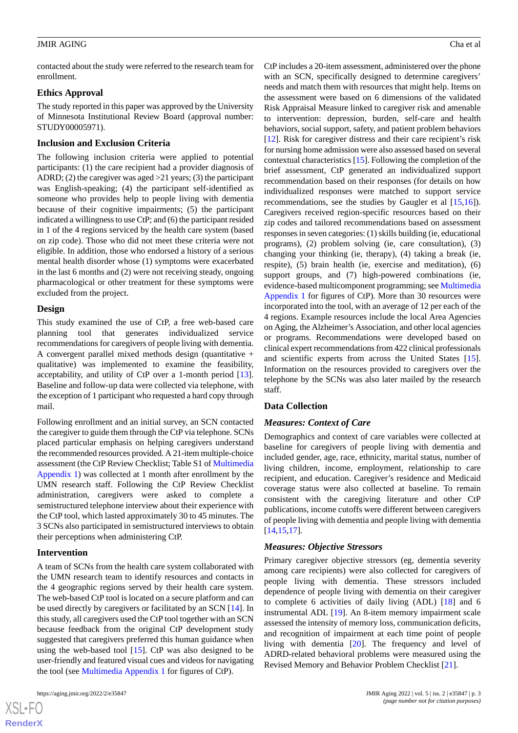contacted about the study were referred to the research team for enrollment.

## Ethics Approval

The study reported in this paper was approved by the University of Minnesota Institutional Review Board (approval number: STUDY00005971).

## Inclusion and Exclusion Criteria

The following inclusion criteria were applied to potential participants: (1) the care recipient had a provider diagnosis of ADRD; (2) the caregiver was aged >21 years; (3) the participant was English-speaking; (4) the participant self-identified as someone who provides help to people living with dementia because of their cognitive impairments; (5) the participant indicated a willingness to use CtP; and (6) the participant resided in 1 of the 4 regions serviced by the health care system (based on zip code). Those who did not meet these criteria were not eligible. In addition, those who endorsed a history of a serious mental health disorder whose (1) symptoms were exacerbated in the last 6 months and (2) were not receiving steady, ongoing pharmacological or other treatment for these symptoms were excluded from the project.

## Design

This study examined the use of CtP, a free web-based care planning tool that generates individualized service recommendations for caregivers of people living with dementia. A convergent parallel mixed methods design (quantitative + qualitative) was implemented to examine the feasibility, acceptability, and utility of CtP over a 1-month period [13]. Baseline and follow-up data were collected via telephone, with the exception of 1 participant who requested a hard copy through mail.

Following enrollment and an initial survey, an SCN contacted the caregiver to guide them through the CtP via telephone. SCNs placed particular emphasis on helping caregivers understand the recommended resources provided. A 21-item multiple-choice assessment (the CtP Review Checklist; Table S1 of Multimedia Appendix 1) was collected at 1 month after enrollment by the UMN research staff. Following the CtP Review Checklist administration, caregivers were asked to complete a semistructured telephone interview about their experience with the CtP tool, which lasted approximately 30 to 45 minutes. The 3 SCNs also participated in semistructured interviews to obtain their perceptions when administering CtP.

## Intervention

A team of SCNs from the health care system collaborated with the UMN research team to identify resources and contacts in the 4 geographic regions served by their health care system. The web-based CtP tool is located on a secure platform and can be used directly by caregivers or facilitated by an SCN [14]. In this study, all caregivers used the CtP tool together with an SCN because feedback from the original CtP development study suggested that caregivers preferred this human guidance when using the web-based tool [15]. CtP was also designed to be user-friendly and featured visual cues and videos for navigating the tool (see Multimedia Appendix 1 for figures of CtP).

CtP includes a 20-item assessment, administered over the phone with an SCN, specifically designed to determine caregivers' needs and match them with resources that might help. Items on the assessment were based on 6 dimensions of the validated Risk Appraisal Measure linked to caregiver risk and amenable to intervention: depression, burden, self-care and health behaviors, social support, safety, and patient problem behaviors [12]. Risk for caregiver distress and their care recipient's risk for nursing home admission were also assessed based on several contextual characteristics [15]. Following the completion of the brief assessment, CtP generated an individualized support recommendation based on their responses (for details on how individualized responses were matched to support service recommendations, see the studies by Gaugler et al [15,16]). Caregivers received region-specific resources based on their zip codes and tailored recommendations based on assessment responses in seven categories: (1) skills building (ie, educational programs), (2) problem solving (ie, care consultation), (3) changing your thinking (ie, therapy), (4) taking a break (ie, respite), (5) brain health (ie, exercise and meditation), (6) support groups, and (7) high-powered combinations (ie, evidence-based multicomponent programming; see Multimedia Appendix 1 for figures of CtP). More than 30 resources were incorporated into the tool, with an average of 12 per each of the 4 regions. Example resources include the local Area Agencies on Aging, the Alzheimer's Association, and other local agencies or programs. Recommendations were developed based on clinical expert recommendations from 422 clinical professionals and scientific experts from across the United States [15]. Information on the resources provided to caregivers over the telephone by the SCNs was also later mailed by the research staff.

## Data Collection

### *Measures: Context of Care*

Demographics and context of care variables were collected at baseline for caregivers of people living with dementia and included gender, age, race, ethnicity, marital status, number of living children, income, employment, relationship to care recipient, and education. Caregiver's residence and Medicaid coverage status were also collected at baseline. To remain consistent with the caregiving literature and other CtP publications, income cutoffs were different between caregivers of people living with dementia and people living with dementia [14,15,17].

### *Measures: Objective Stressors*

Primary caregiver objective stressors (eg, dementia severity among care recipients) were also collected for caregivers of people living with dementia. These stressors included dependence of people living with dementia on their caregiver to complete 6 activities of daily living (ADL) [18] and 6 instrumental ADL [19]. An 8-item memory impairment scale assessed the intensity of memory loss, communication deficits, and recognition of impairment at each time point of people living with dementia [20]. The frequency and level of ADRD-related behavioral problems were measured using the Revised Memory and Behavior Problem Checklist [21].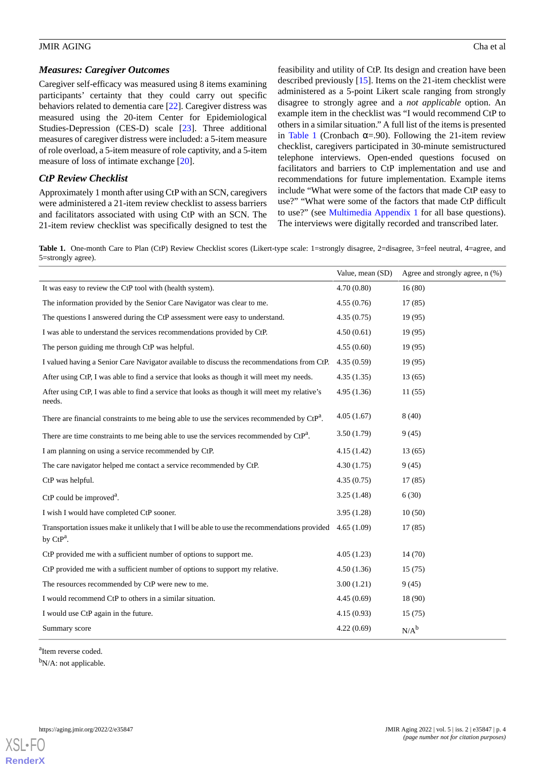### Measures: Caregiver Outcomes

Caregiver self-efficacy was measured using 8 items examining participants' certainty that they could carry out specific behaviors related to dementia care [22]. Caregiver distress was measured using the 20-item Center for Epidemiological Studies-Depression (CES-D) scale [23]. Three additional measures of caregiver distress were included: a 5-item measure of role overload, a 5-item measure of role captivity, and a 5-item measure of loss of intimate exchange [20].

### CtP Review Checklist

Approximately 1 month after using CtP with an SCN, caregivers were administered a 21-item review checklist to assess barriers and facilitators associated with using CtP with an SCN. The 21-item review checklist was specifically designed to test the feasibility and utility of CtP. Its design and creation have been described previously [15]. Items on the 21-item checklist were administered as a 5-point Likert scale ranging from strongly disagree to strongly agree and a *not applicable* option. An example item in the checklist was "I would recommend CtP to others in a similar situation." A full list of the items is presented in Table 1 (Cronbach α=.90). Following the 21-item review checklist, caregivers participated in 30-minute semistructured telephone interviews. Open-ended questions focused on facilitators and barriers to CtP implementation and use and recommendations for future implementation. Example items include "What were some of the factors that made CtP easy to use?" "What were some of the factors that made CtP difficult to use?" (see Multimedia Appendix 1 for all base questions). The interviews were digitally recorded and transcribed later.

**Table 1.** One-month Care to Plan (CtP) Review Checklist scores (Likert-type scale: 1=strongly disagree, 2=disagree, 3=feel neutral, 4=agree, and 5=strongly agree).

| | Value, mean (SD) | Agree and strongly agree, n (%) |
|---|---|---|
| It was easy to review the CtP tool with (health system). | 4.70 (0.80) | 16 (80) |
| The information provided by the Senior Care Navigator was clear to me. | 4.55 (0.76) | 17 (85) |
| The questions I answered during the CtP assessment were easy to understand. | 4.35 (0.75) | 19 (95) |
| I was able to understand the services recommendations provided by CtP. | 4.50 (0.61) | 19 (95) |
| The person guiding me through CtP was helpful. | 4.55 (0.60) | 19 (95) |
| I valued having a Senior Care Navigator available to discuss the recommendations from CtP. | 4.35 (0.59) | 19 (95) |
| After using CtP, I was able to find a service that looks as though it will meet my needs. | 4.35 (1.35) | 13 (65) |
| After using CtP, I was able to find a service that looks as though it will meet my relative's needs. | 4.95 (1.36) | 11 (55) |
| There are financial constraints to me being able to use the services recommended by CtP[a]. | 4.05 (1.67) | 8 (40) |
| There are time constraints to me being able to use the services recommended by CtP[a]. | 3.50 (1.79) | 9 (45) |
| I am planning on using a service recommended by CtP. | 4.15 (1.42) | 13 (65) |
| The care navigator helped me contact a service recommended by CtP. | 4.30 (1.75) | 9 (45) |
| CtP was helpful. | 4.35 (0.75) | 17 (85) |
| CtP could be improved[a]. | 3.25 (1.48) | 6 (30) |
| I wish I would have completed CtP sooner. | 3.95 (1.28) | 10 (50) |
| Transportation issues make it unlikely that I will be able to use the recommendations provided by CtP[a]. | 4.65 (1.09) | 17 (85) |
| CtP provided me with a sufficient number of options to support me. | 4.05 (1.23) | 14 (70) |
| CtP provided me with a sufficient number of options to support my relative. | 4.50 (1.36) | 15 (75) |
| The resources recommended by CtP were new to me. | 3.00 (1.21) | 9 (45) |
| I would recommend CtP to others in a similar situation. | 4.45 (0.69) | 18 (90) |
| I would use CtP again in the future. | 4.15 (0.93) | 15 (75) |
| Summary score | 4.22 (0.69) | N/A[b] |

[a]Item reverse coded.

[b]N/A: not applicable.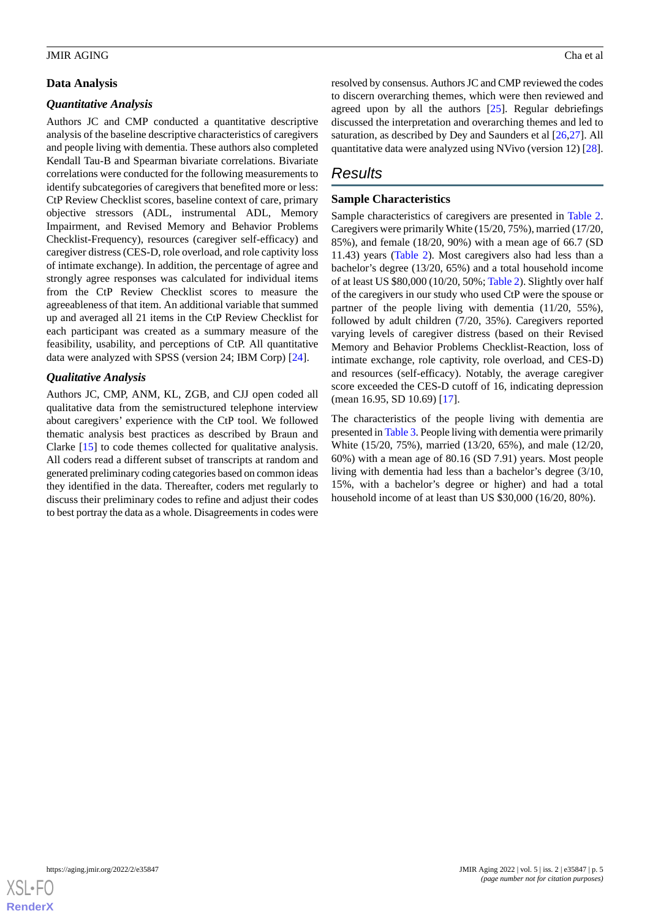### Data Analysis

#### *Quantitative Analysis*

Authors JC and CMP conducted a quantitative descriptive analysis of the baseline descriptive characteristics of caregivers and people living with dementia. These authors also completed Kendall Tau-B and Spearman bivariate correlations. Bivariate correlations were conducted for the following measurements to identify subcategories of caregivers that benefited more or less: CtP Review Checklist scores, baseline context of care, primary objective stressors (ADL, instrumental ADL, Memory Impairment, and Revised Memory and Behavior Problems Checklist-Frequency), resources (caregiver self-efficacy) and caregiver distress (CES-D, role overload, and role captivity loss of intimate exchange). In addition, the percentage of agree and strongly agree responses was calculated for individual items from the CtP Review Checklist scores to measure the agreeableness of that item. An additional variable that summed up and averaged all 21 items in the CtP Review Checklist for each participant was created as a summary measure of the feasibility, usability, and perceptions of CtP. All quantitative data were analyzed with SPSS (version 24; IBM Corp) [24].

#### *Qualitative Analysis*

Authors JC, CMP, ANM, KL, ZGB, and CJJ open coded all qualitative data from the semistructured telephone interview about caregivers' experience with the CtP tool. We followed thematic analysis best practices as described by Braun and Clarke [15] to code themes collected for qualitative analysis. All coders read a different subset of transcripts at random and generated preliminary coding categories based on common ideas they identified in the data. Thereafter, coders met regularly to discuss their preliminary codes to refine and adjust their codes to best portray the data as a whole. Disagreements in codes were resolved by consensus. Authors JC and CMP reviewed the codes to discern overarching themes, which were then reviewed and agreed upon by all the authors [25]. Regular debriefings discussed the interpretation and overarching themes and led to saturation, as described by Dey and Saunders et al [26,27]. All quantitative data were analyzed using NVivo (version 12) [28].

## Results

### Sample Characteristics

Sample characteristics of caregivers are presented in Table 2. Caregivers were primarily White (15/20, 75%), married (17/20, 85%), and female (18/20, 90%) with a mean age of 66.7 (SD 11.43) years (Table 2). Most caregivers also had less than a bachelor's degree (13/20, 65%) and a total household income of at least US $80,000 (10/20, 50%; Table 2). Slightly over half of the caregivers in our study who used CtP were the spouse or partner of the people living with dementia (11/20, 55%), followed by adult children (7/20, 35%). Caregivers reported varying levels of caregiver distress (based on their Revised Memory and Behavior Problems Checklist-Reaction, loss of intimate exchange, role captivity, role overload, and CES-D) and resources (self-efficacy). Notably, the average caregiver score exceeded the CES-D cutoff of 16, indicating depression (mean 16.95, SD 10.69) [17].

The characteristics of the people living with dementia are presented in Table 3. People living with dementia were primarily White (15/20, 75%), married (13/20, 65%), and male (12/20, 60%) with a mean age of 80.16 (SD 7.91) years. Most people living with dementia had less than a bachelor's degree (3/10, 15%, with a bachelor's degree or higher) and had a total household income of at least than US $30,000 (16/20, 80%).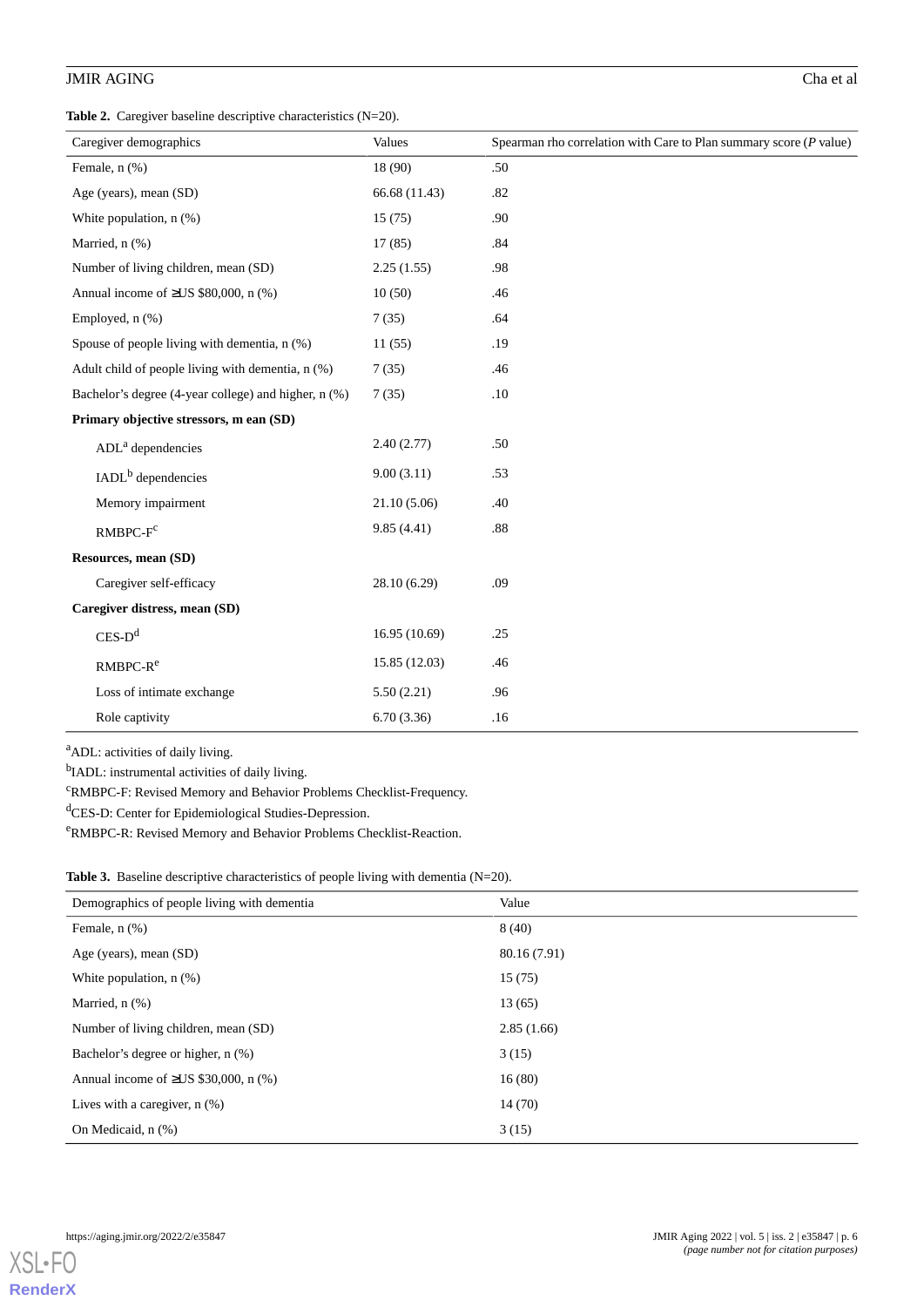**Table 2.** Caregiver baseline descriptive characteristics (N=20).

| Caregiver demographics | Values | Spearman rho correlation with Care to Plan summary score (*P* value) |
|---|---|---|
| Female, n (%) | 18 (90) | .50 |
| Age (years), mean (SD) | 66.68 (11.43) | .82 |
| White population, n (%) | 15 (75) | .90 |
| Married, n (%) | 17 (85) | .84 |
| Number of living children, mean (SD) | 2.25 (1.55) | .98 |
| Annual income of ≥US $80,000, n (%) | 10 (50) | .46 |
| Employed, n (%) | 7 (35) | .64 |
| Spouse of people living with dementia, n (%) | 11 (55) | .19 |
| Adult child of people living with dementia, n (%) | 7 (35) | .46 |
| Bachelor's degree (4-year college) and higher, n (%) | 7 (35) | .10 |
| **Primary objective stressors, m ean (SD)** | | |
| ADL[a] dependencies | 2.40 (2.77) | .50 |
| IADL[b] dependencies | 9.00 (3.11) | .53 |
| Memory impairment | 21.10 (5.06) | .40 |
| RMBPC-F[c] | 9.85 (4.41) | .88 |
| **Resources, mean (SD)** | | |
| Caregiver self-efficacy | 28.10 (6.29) | .09 |
| **Caregiver distress, mean (SD)** | | |
| CES-D[d] | 16.95 (10.69) | .25 |
| RMBPC-R[e] | 15.85 (12.03) | .46 |
| Loss of intimate exchange | 5.50 (2.21) | .96 |
| Role captivity | 6.70 (3.36) | .16 |

[a]ADL: activities of daily living.

[b]IADL: instrumental activities of daily living.

[c]RMBPC-F: Revised Memory and Behavior Problems Checklist-Frequency.

[d]CES-D: Center for Epidemiological Studies-Depression.

[e]RMBPC-R: Revised Memory and Behavior Problems Checklist-Reaction.

**Table 3.** Baseline descriptive characteristics of people living with dementia (N=20).

| Demographics of people living with dementia | Value |
|---|---|
| Female, n (%) | 8 (40) |
| Age (years), mean (SD) | 80.16 (7.91) |
| White population, n (%) | 15 (75) |
| Married, n (%) | 13 (65) |
| Number of living children, mean (SD) | 2.85 (1.66) |
| Bachelor's degree or higher, n (%) | 3 (15) |
| Annual income of ≥US $30,000, n (%) | 16 (80) |
| Lives with a caregiver, n (%) | 14 (70) |
| On Medicaid, n (%) | 3 (15) |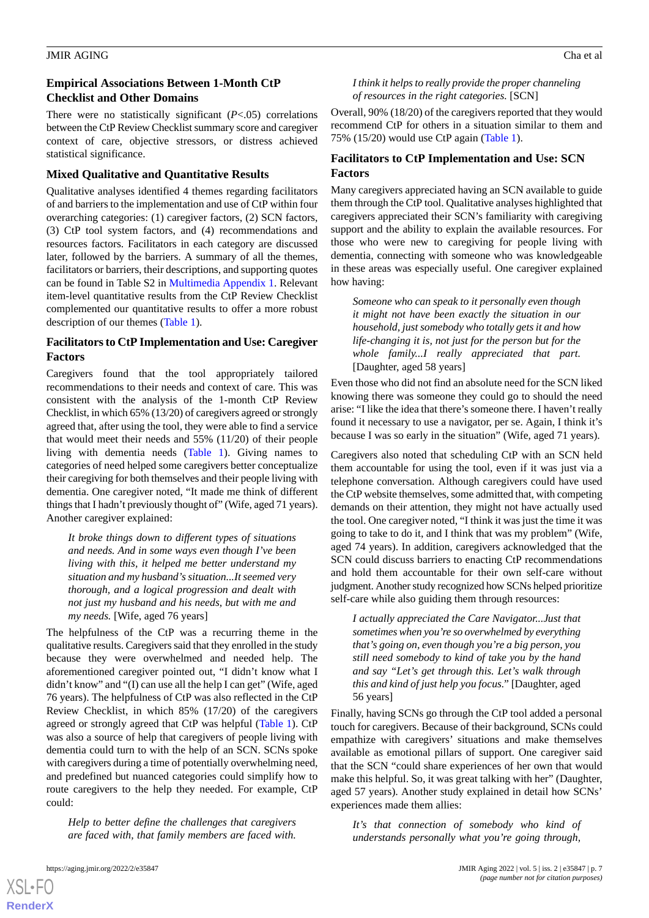### Empirical Associations Between 1-Month CtP Checklist and Other Domains

There were no statistically significant ($P$<.05) correlations between the CtP Review Checklist summary score and caregiver context of care, objective stressors, or distress achieved statistical significance.

### Mixed Qualitative and Quantitative Results

Qualitative analyses identified 4 themes regarding facilitators of and barriers to the implementation and use of CtP within four overarching categories: (1) caregiver factors, (2) SCN factors, (3) CtP tool system factors, and (4) recommendations and resources factors. Facilitators in each category are discussed later, followed by the barriers. A summary of all the themes, facilitators or barriers, their descriptions, and supporting quotes can be found in Table S2 in Multimedia Appendix 1. Relevant item-level quantitative results from the CtP Review Checklist complemented our quantitative results to offer a more robust description of our themes (Table 1).

### Facilitators to CtP Implementation and Use: Caregiver Factors

Caregivers found that the tool appropriately tailored recommendations to their needs and context of care. This was consistent with the 1-month CtP Review Checklist, in which 65% (13/20) of caregivers agreed or strongly agreed that, after using the tool, they were able to find a service that would meet their needs and 55% (11/20) of their people living with dementia needs (Table 1). Giving names to categories of need helped some caregivers better conceptualize their caregiving for both themselves and their people living with dementia. One caregiver noted, "It made me think of different things that I hadn't previously thought of" (Wife, aged 71 years). Another caregiver explained:

> *It broke things down to different types of situations and needs. And in some ways even though I've been living with this, it helped me better understand my situation and my husband's situation...It seemed very thorough, and a logical progression and dealt with not just my husband and his needs, but with me and my needs.* [Wife, aged 76 years]

The helpfulness of the CtP was a recurring theme in the qualitative results. Caregivers said that they enrolled in the study because they were overwhelmed and needed help. The aforementioned caregiver pointed out, "I didn't know what I didn't know" and "(I) can use all the help I can get" (Wife, aged 76 years). The helpfulness of CtP was also reflected in the CtP Review Checklist, in which 85% (17/20) of the caregivers agreed or strongly agreed that CtP was helpful (Table 1). CtP was also a source of help that caregivers of people living with dementia could turn to with the help of an SCN. SCNs spoke with caregivers during a time of potentially overwhelming need, and predefined but nuanced categories could simplify how to route caregivers to the help they needed. For example, CtP could:

> *Help to better define the challenges that caregivers are faced with, that family members are faced with. I think it helps to really provide the proper channeling of resources in the right categories.* [SCN]

Overall, 90% (18/20) of the caregivers reported that they would recommend CtP for others in a situation similar to them and 75% (15/20) would use CtP again (Table 1).

### Facilitators to CtP Implementation and Use: SCN Factors

Many caregivers appreciated having an SCN available to guide them through the CtP tool. Qualitative analyses highlighted that caregivers appreciated their SCN's familiarity with caregiving support and the ability to explain the available resources. For those who were new to caregiving for people living with dementia, connecting with someone who was knowledgeable in these areas was especially useful. One caregiver explained how having:

> *Someone who can speak to it personally even though it might not have been exactly the situation in our household, just somebody who totally gets it and how life-changing it is, not just for the person but for the whole family...I really appreciated that part.* [Daughter, aged 58 years]

Even those who did not find an absolute need for the SCN liked knowing there was someone they could go to should the need arise: "I like the idea that there's someone there. I haven't really found it necessary to use a navigator, per se. Again, I think it's because I was so early in the situation" (Wife, aged 71 years).

Caregivers also noted that scheduling CtP with an SCN held them accountable for using the tool, even if it was just via a telephone conversation. Although caregivers could have used the CtP website themselves, some admitted that, with competing demands on their attention, they might not have actually used the tool. One caregiver noted, "I think it was just the time it was going to take to do it, and I think that was my problem" (Wife, aged 74 years). In addition, caregivers acknowledged that the SCN could discuss barriers to enacting CtP recommendations and hold them accountable for their own self-care without judgment. Another study recognized how SCNs helped prioritize self-care while also guiding them through resources:

> *I actually appreciated the Care Navigator...Just that sometimes when you're so overwhelmed by everything that's going on, even though you're a big person, you still need somebody to kind of take you by the hand and say "Let's get through this. Let's walk through this and kind of just help you focus."* [Daughter, aged 56 years]

Finally, having SCNs go through the CtP tool added a personal touch for caregivers. Because of their background, SCNs could empathize with caregivers' situations and make themselves available as emotional pillars of support. One caregiver said that the SCN "could share experiences of her own that would make this helpful. So, it was great talking with her" (Daughter, aged 57 years). Another study explained in detail how SCNs' experiences made them allies:

> *It's that connection of somebody who kind of understands personally what you're going through,*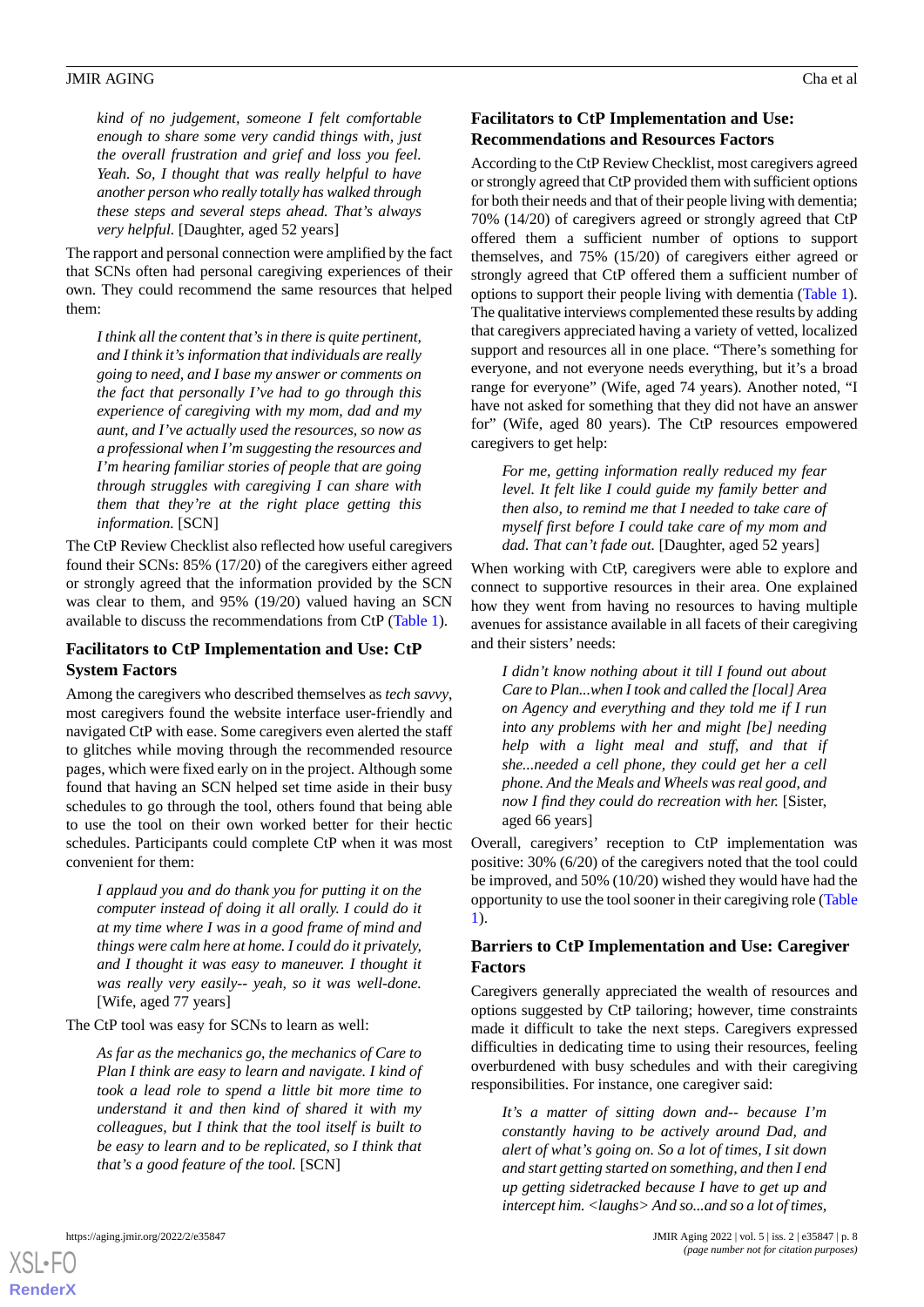*kind of no judgement, someone I felt comfortable enough to share some very candid things with, just the overall frustration and grief and loss you feel. Yeah. So, I thought that was really helpful to have another person who really totally has walked through these steps and several steps ahead. That's always very helpful.* [Daughter, aged 52 years]

The rapport and personal connection were amplified by the fact that SCNs often had personal caregiving experiences of their own. They could recommend the same resources that helped them:

> *I think all the content that's in there is quite pertinent, and I think it's information that individuals are really going to need, and I base my answer or comments on the fact that personally I've had to go through this experience of caregiving with my mom, dad and my aunt, and I've actually used the resources, so now as a professional when I'm suggesting the resources and I'm hearing familiar stories of people that are going through struggles with caregiving I can share with them that they're at the right place getting this information.* [SCN]

The CtP Review Checklist also reflected how useful caregivers found their SCNs: 85% (17/20) of the caregivers either agreed or strongly agreed that the information provided by the SCN was clear to them, and 95% (19/20) valued having an SCN available to discuss the recommendations from CtP (Table 1).

### Facilitators to CtP Implementation and Use: CtP System Factors

Among the caregivers who described themselves as *tech savvy*, most caregivers found the website interface user-friendly and navigated CtP with ease. Some caregivers even alerted the staff to glitches while moving through the recommended resource pages, which were fixed early on in the project. Although some found that having an SCN helped set time aside in their busy schedules to go through the tool, others found that being able to use the tool on their own worked better for their hectic schedules. Participants could complete CtP when it was most convenient for them:

> *I applaud you and do thank you for putting it on the computer instead of doing it all orally. I could do it at my time where I was in a good frame of mind and things were calm here at home. I could do it privately, and I thought it was easy to maneuver. I thought it was really very easily-- yeah, so it was well-done.* [Wife, aged 77 years]

The CtP tool was easy for SCNs to learn as well:

> *As far as the mechanics go, the mechanics of Care to Plan I think are easy to learn and navigate. I kind of took a lead role to spend a little bit more time to understand it and then kind of shared it with my colleagues, but I think that the tool itself is built to be easy to learn and to be replicated, so I think that that's a good feature of the tool.* [SCN]

### Facilitators to CtP Implementation and Use: Recommendations and Resources Factors

According to the CtP Review Checklist, most caregivers agreed or strongly agreed that CtP provided them with sufficient options for both their needs and that of their people living with dementia; 70% (14/20) of caregivers agreed or strongly agreed that CtP offered them a sufficient number of options to support themselves, and 75% (15/20) of caregivers either agreed or strongly agreed that CtP offered them a sufficient number of options to support their people living with dementia (Table 1). The qualitative interviews complemented these results by adding that caregivers appreciated having a variety of vetted, localized support and resources all in one place. "There's something for everyone, and not everyone needs everything, but it's a broad range for everyone" (Wife, aged 74 years). Another noted, "I have not asked for something that they did not have an answer for" (Wife, aged 80 years). The CtP resources empowered caregivers to get help:

> *For me, getting information really reduced my fear level. It felt like I could guide my family better and then also, to remind me that I needed to take care of myself first before I could take care of my mom and dad. That can't fade out.* [Daughter, aged 52 years]

When working with CtP, caregivers were able to explore and connect to supportive resources in their area. One explained how they went from having no resources to having multiple avenues for assistance available in all facets of their caregiving and their sisters' needs:

> *I didn't know nothing about it till I found out about Care to Plan...when I took and called the [local] Area on Agency and everything and they told me if I run into any problems with her and might [be] needing help with a light meal and stuff, and that if she...needed a cell phone, they could get her a cell phone. And the Meals and Wheels was real good, and now I find they could do recreation with her.* [Sister, aged 66 years]

Overall, caregivers' reception to CtP implementation was positive: 30% (6/20) of the caregivers noted that the tool could be improved, and 50% (10/20) wished they would have had the opportunity to use the tool sooner in their caregiving role (Table 1).

### Barriers to CtP Implementation and Use: Caregiver Factors

Caregivers generally appreciated the wealth of resources and options suggested by CtP tailoring; however, time constraints made it difficult to take the next steps. Caregivers expressed difficulties in dedicating time to using their resources, feeling overburdened with busy schedules and with their caregiving responsibilities. For instance, one caregiver said:

> *It's a matter of sitting down and-- because I'm constantly having to be actively around Dad, and alert of what's going on. So a lot of times, I sit down and start getting started on something, and then I end up getting sidetracked because I have to get up and intercept him. <laughs> And so...and so a lot of times,*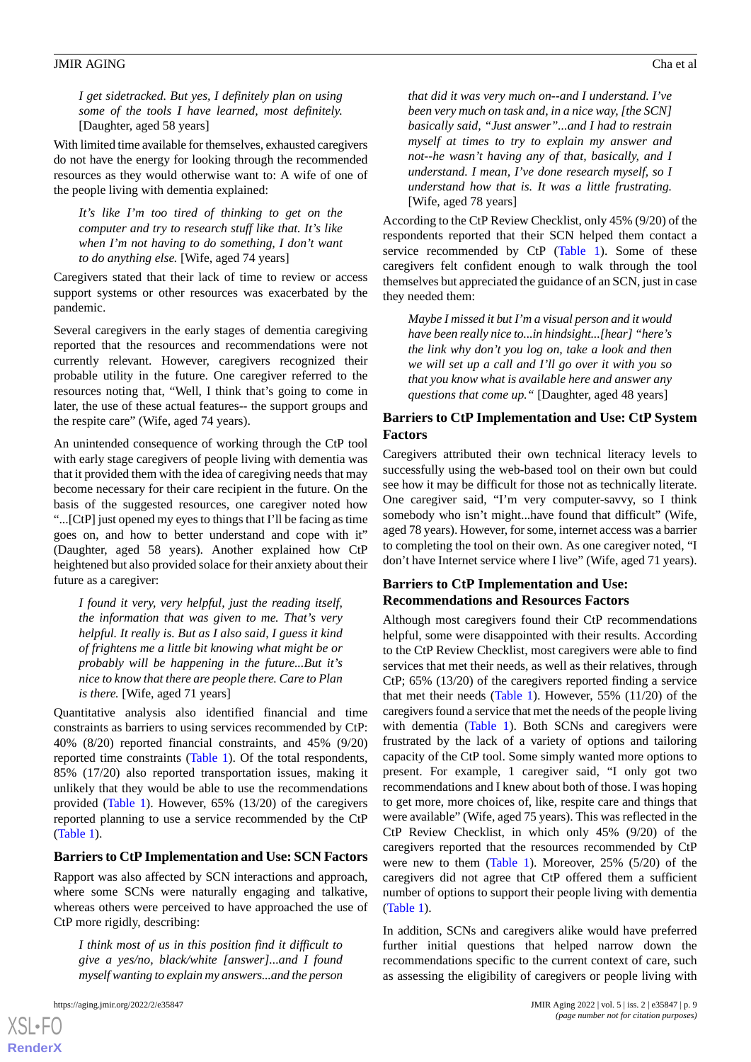> *I get sidetracked. But yes, I definitely plan on using some of the tools I have learned, most definitely.* [Daughter, aged 58 years]

With limited time available for themselves, exhausted caregivers do not have the energy for looking through the recommended resources as they would otherwise want to: A wife of one of the people living with dementia explained:

> *It's like I'm too tired of thinking to get on the computer and try to research stuff like that. It's like when I'm not having to do something, I don't want to do anything else.* [Wife, aged 74 years]

Caregivers stated that their lack of time to review or access support systems or other resources was exacerbated by the pandemic.

Several caregivers in the early stages of dementia caregiving reported that the resources and recommendations were not currently relevant. However, caregivers recognized their probable utility in the future. One caregiver referred to the resources noting that, "Well, I think that's going to come in later, the use of these actual features-- the support groups and the respite care" (Wife, aged 74 years).

An unintended consequence of working through the CtP tool with early stage caregivers of people living with dementia was that it provided them with the idea of caregiving needs that may become necessary for their care recipient in the future. On the basis of the suggested resources, one caregiver noted how "...[CtP] just opened my eyes to things that I'll be facing as time goes on, and how to better understand and cope with it" (Daughter, aged 58 years). Another explained how CtP heightened but also provided solace for their anxiety about their future as a caregiver:

> *I found it very, very helpful, just the reading itself, the information that was given to me. That's very helpful. It really is. But as I also said, I guess it kind of frightens me a little bit knowing what might be or probably will be happening in the future...But it's nice to know that there are people there. Care to Plan is there.* [Wife, aged 71 years]

Quantitative analysis also identified financial and time constraints as barriers to using services recommended by CtP: 40% (8/20) reported financial constraints, and 45% (9/20) reported time constraints (Table 1). Of the total respondents, 85% (17/20) also reported transportation issues, making it unlikely that they would be able to use the recommendations provided (Table 1). However, 65% (13/20) of the caregivers reported planning to use a service recommended by the CtP (Table 1).

### Barriers to CtP Implementation and Use: SCN Factors

Rapport was also affected by SCN interactions and approach, where some SCNs were naturally engaging and talkative, whereas others were perceived to have approached the use of CtP more rigidly, describing:

> *I think most of us in this position find it difficult to give a yes/no, black/white [answer]...and I found myself wanting to explain my answers...and the person that did it was very much on--and I understand. I've been very much on task and, in a nice way, [the SCN] basically said, "Just answer"...and I had to restrain myself at times to try to explain my answer and not--he wasn't having any of that, basically, and I understand. I mean, I've done research myself, so I understand how that is. It was a little frustrating.* [Wife, aged 78 years]

According to the CtP Review Checklist, only 45% (9/20) of the respondents reported that their SCN helped them contact a service recommended by CtP (Table 1). Some of these caregivers felt confident enough to walk through the tool themselves but appreciated the guidance of an SCN, just in case they needed them:

> *Maybe I missed it but I'm a visual person and it would have been really nice to...in hindsight...[hear] "here's the link why don't you log on, take a look and then we will set up a call and I'll go over it with you so that you know what is available here and answer any questions that come up."* [Daughter, aged 48 years]

### Barriers to CtP Implementation and Use: CtP System Factors

Caregivers attributed their own technical literacy levels to successfully using the web-based tool on their own but could see how it may be difficult for those not as technically literate. One caregiver said, "I'm very computer-savvy, so I think somebody who isn't might...have found that difficult" (Wife, aged 78 years). However, for some, internet access was a barrier to completing the tool on their own. As one caregiver noted, "I don't have Internet service where I live" (Wife, aged 71 years).

### Barriers to CtP Implementation and Use: Recommendations and Resources Factors

Although most caregivers found their CtP recommendations helpful, some were disappointed with their results. According to the CtP Review Checklist, most caregivers were able to find services that met their needs, as well as their relatives, through CtP; 65% (13/20) of the caregivers reported finding a service that met their needs (Table 1). However, 55% (11/20) of the caregivers found a service that met the needs of the people living with dementia (Table 1). Both SCNs and caregivers were frustrated by the lack of a variety of options and tailoring capacity of the CtP tool. Some simply wanted more options to present. For example, 1 caregiver said, "I only got two recommendations and I knew about both of those. I was hoping to get more, more choices of, like, respite care and things that were available" (Wife, aged 75 years). This was reflected in the CtP Review Checklist, in which only 45% (9/20) of the caregivers reported that the resources recommended by CtP were new to them (Table 1). Moreover, 25% (5/20) of the caregivers did not agree that CtP offered them a sufficient number of options to support their people living with dementia (Table 1).

In addition, SCNs and caregivers alike would have preferred further initial questions that helped narrow down the recommendations specific to the current context of care, such as assessing the eligibility of caregivers or people living with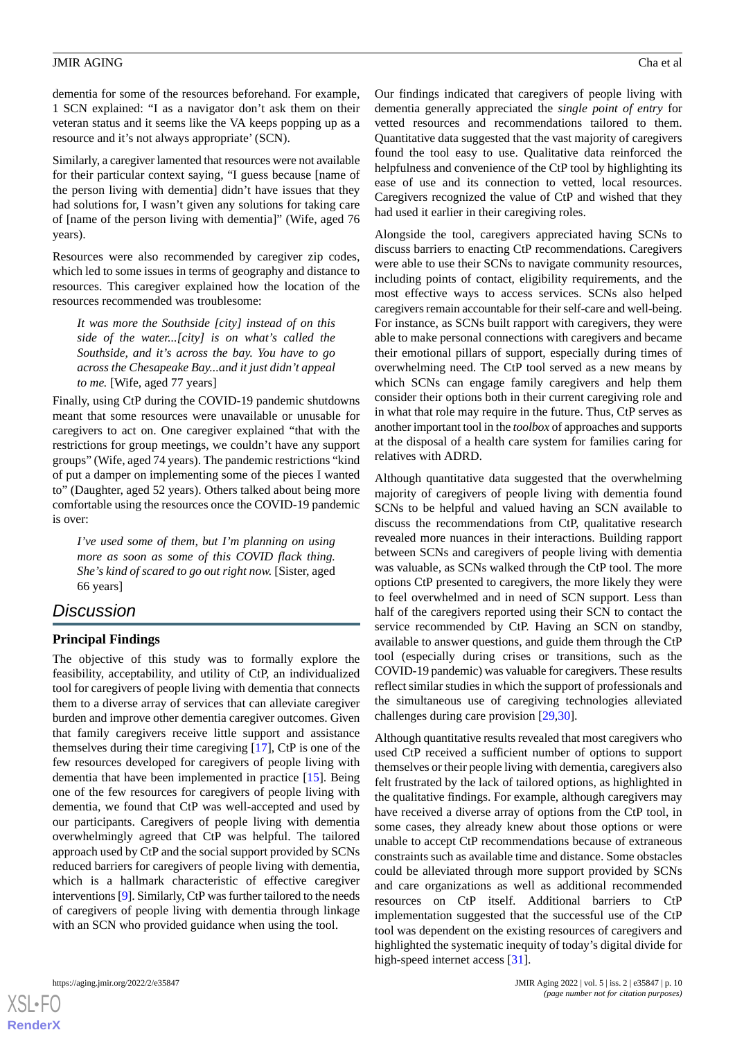dementia for some of the resources beforehand. For example, 1 SCN explained: "I as a navigator don't ask them on their veteran status and it seems like the VA keeps popping up as a resource and it's not always appropriate' (SCN).

Similarly, a caregiver lamented that resources were not available for their particular context saying, "I guess because [name of the person living with dementia] didn't have issues that they had solutions for, I wasn't given any solutions for taking care of [name of the person living with dementia]" (Wife, aged 76 years).

Resources were also recommended by caregiver zip codes, which led to some issues in terms of geography and distance to resources. This caregiver explained how the location of the resources recommended was troublesome:

> *It was more the Southside [city] instead of on this side of the water...[city] is on what's called the Southside, and it's across the bay. You have to go across the Chesapeake Bay...and it just didn't appeal to me.* [Wife, aged 77 years]

Finally, using CtP during the COVID-19 pandemic shutdowns meant that some resources were unavailable or unusable for caregivers to act on. One caregiver explained "that with the restrictions for group meetings, we couldn't have any support groups" (Wife, aged 74 years). The pandemic restrictions "kind of put a damper on implementing some of the pieces I wanted to" (Daughter, aged 52 years). Others talked about being more comfortable using the resources once the COVID-19 pandemic is over:

> *I've used some of them, but I'm planning on using more as soon as some of this COVID flack thing. She's kind of scared to go out right now.* [Sister, aged 66 years]

## Discussion

### Principal Findings

The objective of this study was to formally explore the feasibility, acceptability, and utility of CtP, an individualized tool for caregivers of people living with dementia that connects them to a diverse array of services that can alleviate caregiver burden and improve other dementia caregiver outcomes. Given that family caregivers receive little support and assistance themselves during their time caregiving [17], CtP is one of the few resources developed for caregivers of people living with dementia that have been implemented in practice [15]. Being one of the few resources for caregivers of people living with dementia, we found that CtP was well-accepted and used by our participants. Caregivers of people living with dementia overwhelmingly agreed that CtP was helpful. The tailored approach used by CtP and the social support provided by SCNs reduced barriers for caregivers of people living with dementia, which is a hallmark characteristic of effective caregiver interventions [9]. Similarly, CtP was further tailored to the needs of caregivers of people living with dementia through linkage with an SCN who provided guidance when using the tool.

Our findings indicated that caregivers of people living with dementia generally appreciated the *single point of entry* for vetted resources and recommendations tailored to them. Quantitative data suggested that the vast majority of caregivers found the tool easy to use. Qualitative data reinforced the helpfulness and convenience of the CtP tool by highlighting its ease of use and its connection to vetted, local resources. Caregivers recognized the value of CtP and wished that they had used it earlier in their caregiving roles.

Alongside the tool, caregivers appreciated having SCNs to discuss barriers to enacting CtP recommendations. Caregivers were able to use their SCNs to navigate community resources, including points of contact, eligibility requirements, and the most effective ways to access services. SCNs also helped caregivers remain accountable for their self-care and well-being. For instance, as SCNs built rapport with caregivers, they were able to make personal connections with caregivers and became their emotional pillars of support, especially during times of overwhelming need. The CtP tool served as a new means by which SCNs can engage family caregivers and help them consider their options both in their current caregiving role and in what that role may require in the future. Thus, CtP serves as another important tool in the *toolbox* of approaches and supports at the disposal of a health care system for families caring for relatives with ADRD.

Although quantitative data suggested that the overwhelming majority of caregivers of people living with dementia found SCNs to be helpful and valued having an SCN available to discuss the recommendations from CtP, qualitative research revealed more nuances in their interactions. Building rapport between SCNs and caregivers of people living with dementia was valuable, as SCNs walked through the CtP tool. The more options CtP presented to caregivers, the more likely they were to feel overwhelmed and in need of SCN support. Less than half of the caregivers reported using their SCN to contact the service recommended by CtP. Having an SCN on standby, available to answer questions, and guide them through the CtP tool (especially during crises or transitions, such as the COVID-19 pandemic) was valuable for caregivers. These results reflect similar studies in which the support of professionals and the simultaneous use of caregiving technologies alleviated challenges during care provision [29,30].

Although quantitative results revealed that most caregivers who used CtP received a sufficient number of options to support themselves or their people living with dementia, caregivers also felt frustrated by the lack of tailored options, as highlighted in the qualitative findings. For example, although caregivers may have received a diverse array of options from the CtP tool, in some cases, they already knew about those options or were unable to accept CtP recommendations because of extraneous constraints such as available time and distance. Some obstacles could be alleviated through more support provided by SCNs and care organizations as well as additional recommended resources on CtP itself. Additional barriers to CtP implementation suggested that the successful use of the CtP tool was dependent on the existing resources of caregivers and highlighted the systematic inequity of today's digital divide for high-speed internet access [31].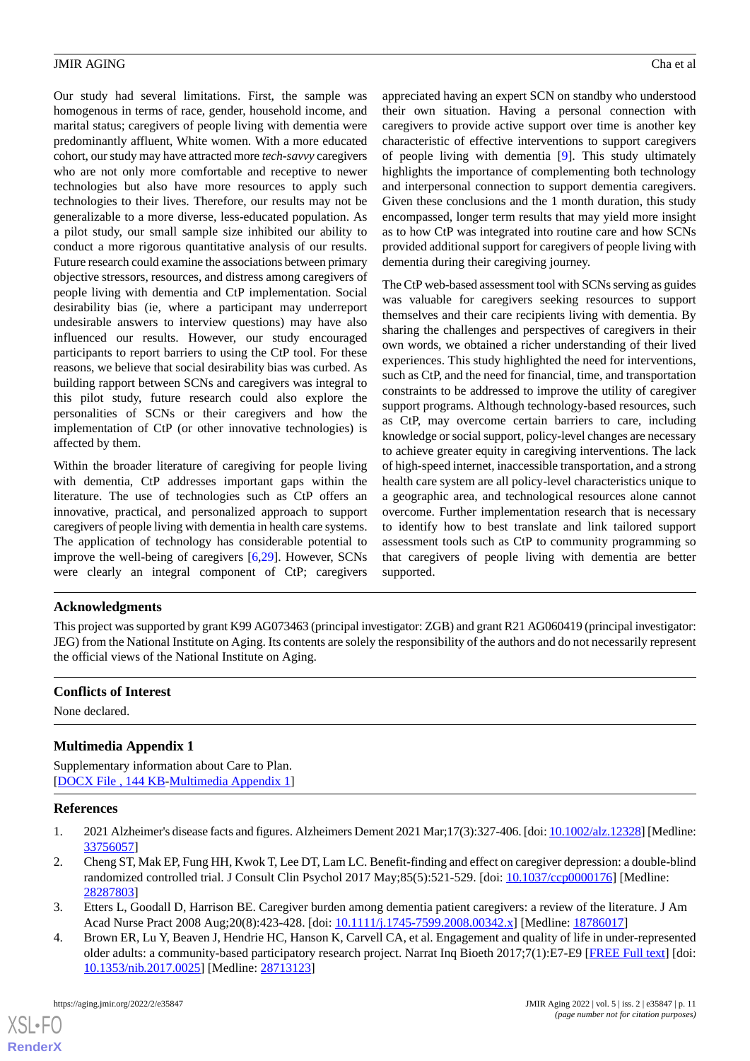Our study had several limitations. First, the sample was homogenous in terms of race, gender, household income, and marital status; caregivers of people living with dementia were predominantly affluent, White women. With a more educated cohort, our study may have attracted more *tech-savvy* caregivers who are not only more comfortable and receptive to newer technologies but also have more resources to apply such technologies to their lives. Therefore, our results may not be generalizable to a more diverse, less-educated population. As a pilot study, our small sample size inhibited our ability to conduct a more rigorous quantitative analysis of our results. Future research could examine the associations between primary objective stressors, resources, and distress among caregivers of people living with dementia and CtP implementation. Social desirability bias (ie, where a participant may underreport undesirable answers to interview questions) may have also influenced our results. However, our study encouraged participants to report barriers to using the CtP tool. For these reasons, we believe that social desirability bias was curbed. As building rapport between SCNs and caregivers was integral to this pilot study, future research could also explore the personalities of SCNs or their caregivers and how the implementation of CtP (or other innovative technologies) is affected by them.

Within the broader literature of caregiving for people living with dementia, CtP addresses important gaps within the literature. The use of technologies such as CtP offers an innovative, practical, and personalized approach to support caregivers of people living with dementia in health care systems. The application of technology has considerable potential to improve the well-being of caregivers [6,29]. However, SCNs were clearly an integral component of CtP; caregivers appreciated having an expert SCN on standby who understood their own situation. Having a personal connection with caregivers to provide active support over time is another key characteristic of effective interventions to support caregivers of people living with dementia [9]. This study ultimately highlights the importance of complementing both technology and interpersonal connection to support dementia caregivers. Given these conclusions and the 1 month duration, this study encompassed, longer term results that may yield more insight as to how CtP was integrated into routine care and how SCNs provided additional support for caregivers of people living with dementia during their caregiving journey.

The CtP web-based assessment tool with SCNs serving as guides was valuable for caregivers seeking resources to support themselves and their care recipients living with dementia. By sharing the challenges and perspectives of caregivers in their own words, we obtained a richer understanding of their lived experiences. This study highlighted the need for interventions, such as CtP, and the need for financial, time, and transportation constraints to be addressed to improve the utility of caregiver support programs. Although technology-based resources, such as CtP, may overcome certain barriers to care, including knowledge or social support, policy-level changes are necessary to achieve greater equity in caregiving interventions. The lack of high-speed internet, inaccessible transportation, and a strong health care system are all policy-level characteristics unique to a geographic area, and technological resources alone cannot overcome. Further implementation research that is necessary to identify how to best translate and link tailored support assessment tools such as CtP to community programming so that caregivers of people living with dementia are better supported.

## Acknowledgments

This project was supported by grant K99 AG073463 (principal investigator: ZGB) and grant R21 AG060419 (principal investigator: JEG) from the National Institute on Aging. Its contents are solely the responsibility of the authors and do not necessarily represent the official views of the National Institute on Aging.

## Conflicts of Interest

None declared.

## Multimedia Appendix 1

Supplementary information about Care to Plan.
[DOCX File , 144 KB-Multimedia Appendix 1]

## References

1. 2021 Alzheimer's disease facts and figures. Alzheimers Dement 2021 Mar;17(3):327-406. [doi: 10.1002/alz.12328] [Medline: 33756057]
2. Cheng ST, Mak EP, Fung HH, Kwok T, Lee DT, Lam LC. Benefit-finding and effect on caregiver depression: a double-blind randomized controlled trial. J Consult Clin Psychol 2017 May;85(5):521-529. [doi: 10.1037/ccp0000176] [Medline: 28287803]
3. Etters L, Goodall D, Harrison BE. Caregiver burden among dementia patient caregivers: a review of the literature. J Am Acad Nurse Pract 2008 Aug;20(8):423-428. [doi: 10.1111/j.1745-7599.2008.00342.x] [Medline: 18786017]
4. Brown ER, Lu Y, Beaven J, Hendrie HC, Hanson K, Carvell CA, et al. Engagement and quality of life in under-represented older adults: a community-based participatory research project. Narrat Inq Bioeth 2017;7(1):E7-E9 [FREE Full text] [doi: 10.1353/nib.2017.0025] [Medline: 28713123]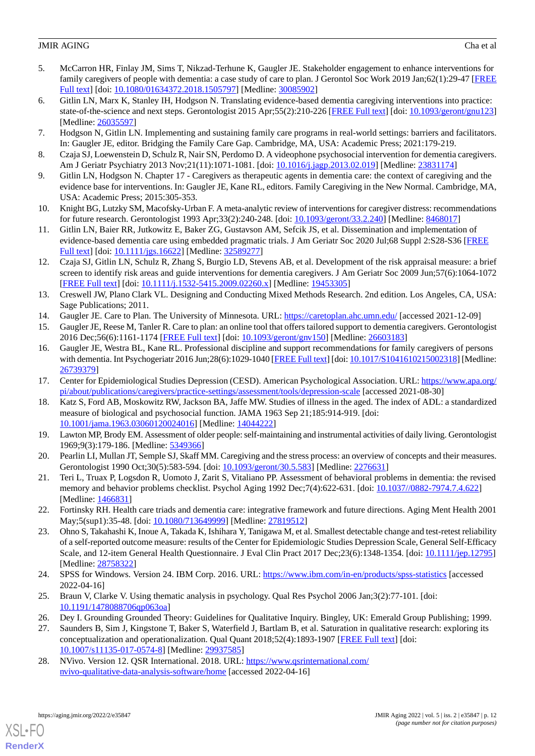5. McCarron HR, Finlay JM, Sims T, Nikzad-Terhune K, Gaugler JE. Stakeholder engagement to enhance interventions for family caregivers of people with dementia: a case study of care to plan. J Gerontol Soc Work 2019 Jan;62(1):29-47 [FREE Full text] [doi: 10.1080/01634372.2018.1505797] [Medline: 30085902]
6. Gitlin LN, Marx K, Stanley IH, Hodgson N. Translating evidence-based dementia caregiving interventions into practice: state-of-the-science and next steps. Gerontologist 2015 Apr;55(2):210-226 [FREE Full text] [doi: 10.1093/geront/gnu123] [Medline: 26035597]
7. Hodgson N, Gitlin LN. Implementing and sustaining family care programs in real-world settings: barriers and facilitators. In: Gaugler JE, editor. Bridging the Family Care Gap. Cambridge, MA, USA: Academic Press; 2021:179-219.
8. Czaja SJ, Loewenstein D, Schulz R, Nair SN, Perdomo D. A videophone psychosocial intervention for dementia caregivers. Am J Geriatr Psychiatry 2013 Nov;21(11):1071-1081. [doi: 10.1016/j.jagp.2013.02.019] [Medline: 23831174]
9. Gitlin LN, Hodgson N. Chapter 17 - Caregivers as therapeutic agents in dementia care: the context of caregiving and the evidence base for interventions. In: Gaugler JE, Kane RL, editors. Family Caregiving in the New Normal. Cambridge, MA, USA: Academic Press; 2015:305-353.
10. Knight BG, Lutzky SM, Macofsky-Urban F. A meta-analytic review of interventions for caregiver distress: recommendations for future research. Gerontologist 1993 Apr;33(2):240-248. [doi: 10.1093/geront/33.2.240] [Medline: 8468017]
11. Gitlin LN, Baier RR, Jutkowitz E, Baker ZG, Gustavson AM, Sefcik JS, et al. Dissemination and implementation of evidence-based dementia care using embedded pragmatic trials. J Am Geriatr Soc 2020 Jul;68 Suppl 2:S28-S36 [FREE Full text] [doi: 10.1111/jgs.16622] [Medline: 32589277]
12. Czaja SJ, Gitlin LN, Schulz R, Zhang S, Burgio LD, Stevens AB, et al. Development of the risk appraisal measure: a brief screen to identify risk areas and guide interventions for dementia caregivers. J Am Geriatr Soc 2009 Jun;57(6):1064-1072 [FREE Full text] [doi: 10.1111/j.1532-5415.2009.02260.x] [Medline: 19453305]
13. Creswell JW, Plano Clark VL. Designing and Conducting Mixed Methods Research. 2nd edition. Los Angeles, CA, USA: Sage Publications; 2011.
14. Gaugler JE. Care to Plan. The University of Minnesota. URL: https://caretoplan.ahc.umn.edu/ [accessed 2021-12-09]
15. Gaugler JE, Reese M, Tanler R. Care to plan: an online tool that offers tailored support to dementia caregivers. Gerontologist 2016 Dec;56(6):1161-1174 [FREE Full text] [doi: 10.1093/geront/gnv150] [Medline: 26603183]
16. Gaugler JE, Westra BL, Kane RL. Professional discipline and support recommendations for family caregivers of persons with dementia. Int Psychogeriatr 2016 Jun;28(6):1029-1040 [FREE Full text] [doi: 10.1017/S1041610215002318] [Medline: 26739379]
17. Center for Epidemiological Studies Depression (CESD). American Psychological Association. URL: https://www.apa.org/pi/about/publications/caregivers/practice-settings/assessment/tools/depression-scale [accessed 2021-08-30]
18. Katz S, Ford AB, Moskowitz RW, Jackson BA, Jaffe MW. Studies of illness in the aged. The index of ADL: a standardized measure of biological and psychosocial function. JAMA 1963 Sep 21;185:914-919. [doi: 10.1001/jama.1963.03060120024016] [Medline: 14044222]
19. Lawton MP, Brody EM. Assessment of older people: self-maintaining and instrumental activities of daily living. Gerontologist 1969;9(3):179-186. [Medline: 5349366]
20. Pearlin LI, Mullan JT, Semple SJ, Skaff MM. Caregiving and the stress process: an overview of concepts and their measures. Gerontologist 1990 Oct;30(5):583-594. [doi: 10.1093/geront/30.5.583] [Medline: 2276631]
21. Teri L, Truax P, Logsdon R, Uomoto J, Zarit S, Vitaliano PP. Assessment of behavioral problems in dementia: the revised memory and behavior problems checklist. Psychol Aging 1992 Dec;7(4):622-631. [doi: 10.1037//0882-7974.7.4.622] [Medline: 1466831]
22. Fortinsky RH. Health care triads and dementia care: integrative framework and future directions. Aging Ment Health 2001 May;5(sup1):35-48. [doi: 10.1080/713649999] [Medline: 27819512]
23. Ohno S, Takahashi K, Inoue A, Takada K, Ishihara Y, Tanigawa M, et al. Smallest detectable change and test-retest reliability of a self-reported outcome measure: results of the Center for Epidemiologic Studies Depression Scale, General Self-Efficacy Scale, and 12-item General Health Questionnaire. J Eval Clin Pract 2017 Dec;23(6):1348-1354. [doi: 10.1111/jep.12795] [Medline: 28758322]
24. SPSS for Windows. Version 24. IBM Corp. 2016. URL: https://www.ibm.com/in-en/products/spss-statistics [accessed 2022-04-16]
25. Braun V, Clarke V. Using thematic analysis in psychology. Qual Res Psychol 2006 Jan;3(2):77-101. [doi: 10.1191/1478088706qp063oa]
26. Dey I. Grounding Grounded Theory: Guidelines for Qualitative Inquiry. Bingley, UK: Emerald Group Publishing; 1999.
27. Saunders B, Sim J, Kingstone T, Baker S, Waterfield J, Bartlam B, et al. Saturation in qualitative research: exploring its conceptualization and operationalization. Qual Quant 2018;52(4):1893-1907 [FREE Full text] [doi: 10.1007/s11135-017-0574-8] [Medline: 29937585]
28. NVivo. Version 12. QSR International. 2018. URL: https://www.qsrinternational.com/nvivo-qualitative-data-analysis-software/home [accessed 2022-04-16]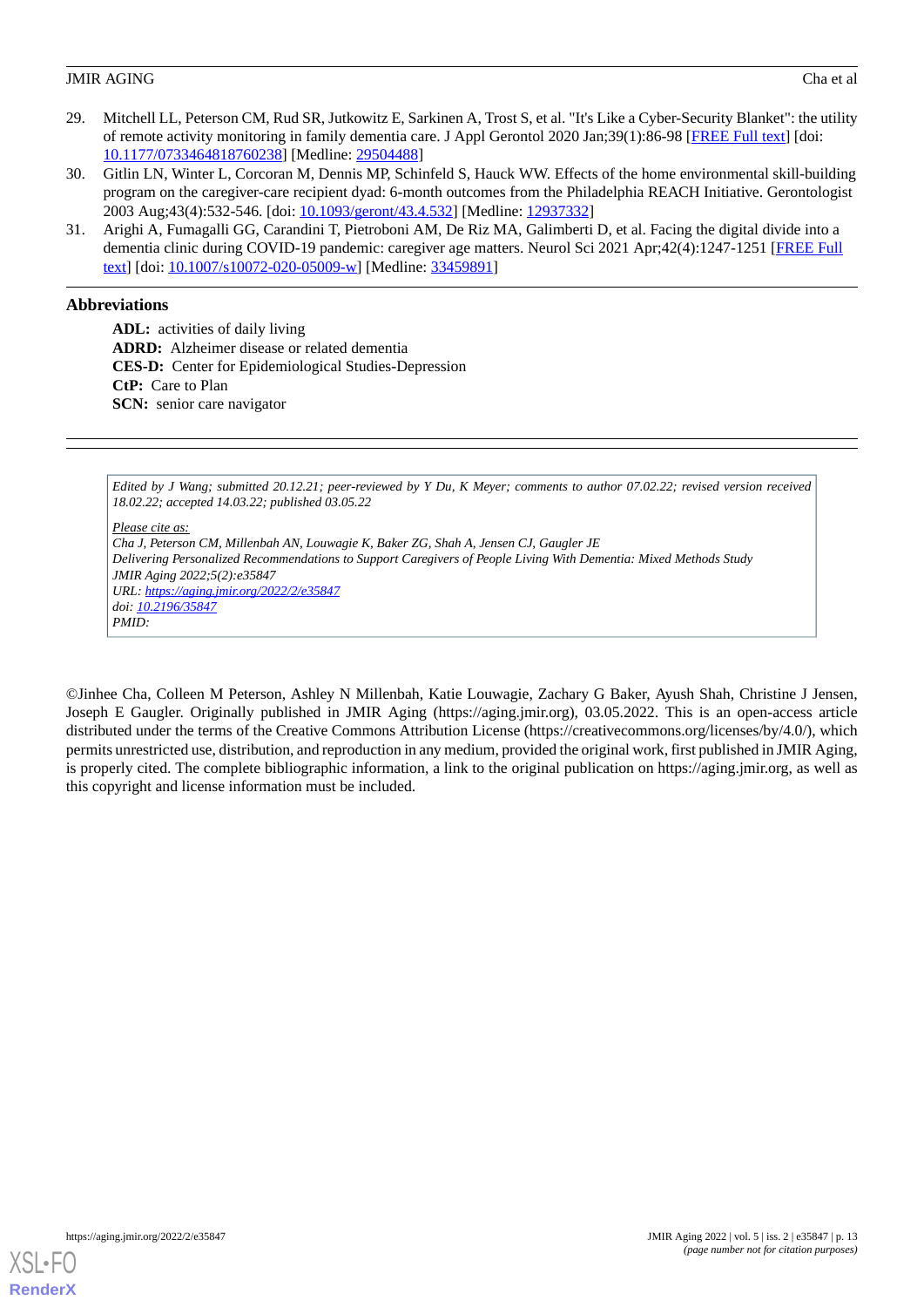29. Mitchell LL, Peterson CM, Rud SR, Jutkowitz E, Sarkinen A, Trost S, et al. "It's Like a Cyber-Security Blanket": the utility of remote activity monitoring in family dementia care. J Appl Gerontol 2020 Jan;39(1):86-98 [FREE Full text] [doi: 10.1177/0733464818760238] [Medline: 29504488]
30. Gitlin LN, Winter L, Corcoran M, Dennis MP, Schinfeld S, Hauck WW. Effects of the home environmental skill-building program on the caregiver-care recipient dyad: 6-month outcomes from the Philadelphia REACH Initiative. Gerontologist 2003 Aug;43(4):532-546. [doi: 10.1093/geront/43.4.532] [Medline: 12937332]
31. Arighi A, Fumagalli GG, Carandini T, Pietroboni AM, De Riz MA, Galimberti D, et al. Facing the digital divide into a dementia clinic during COVID-19 pandemic: caregiver age matters. Neurol Sci 2021 Apr;42(4):1247-1251 [FREE Full text] [doi: 10.1007/s10072-020-05009-w] [Medline: 33459891]

## Abbreviations

**ADL:** activities of daily living
**ADRD:** Alzheimer disease or related dementia
**CES-D:** Center for Epidemiological Studies-Depression
**CtP:** Care to Plan
**SCN:** senior care navigator

*Edited by J Wang; submitted 20.12.21; peer-reviewed by Y Du, K Meyer; comments to author 07.02.22; revised version received 18.02.22; accepted 14.03.22; published 03.05.22*

*Please cite as:*
*Cha J, Peterson CM, Millenbah AN, Louwagie K, Baker ZG, Shah A, Jensen CJ, Gaugler JE*
*Delivering Personalized Recommendations to Support Caregivers of People Living With Dementia: Mixed Methods Study*
*JMIR Aging 2022;5(2):e35847*
*URL: https://aging.jmir.org/2022/2/e35847*
*doi: 10.2196/35847*
*PMID:*

©Jinhee Cha, Colleen M Peterson, Ashley N Millenbah, Katie Louwagie, Zachary G Baker, Ayush Shah, Christine J Jensen, Joseph E Gaugler. Originally published in JMIR Aging (https://aging.jmir.org), 03.05.2022. This is an open-access article distributed under the terms of the Creative Commons Attribution License (https://creativecommons.org/licenses/by/4.0/), which permits unrestricted use, distribution, and reproduction in any medium, provided the original work, first published in JMIR Aging, is properly cited. The complete bibliographic information, a link to the original publication on https://aging.jmir.org, as well as this copyright and license information must be included.